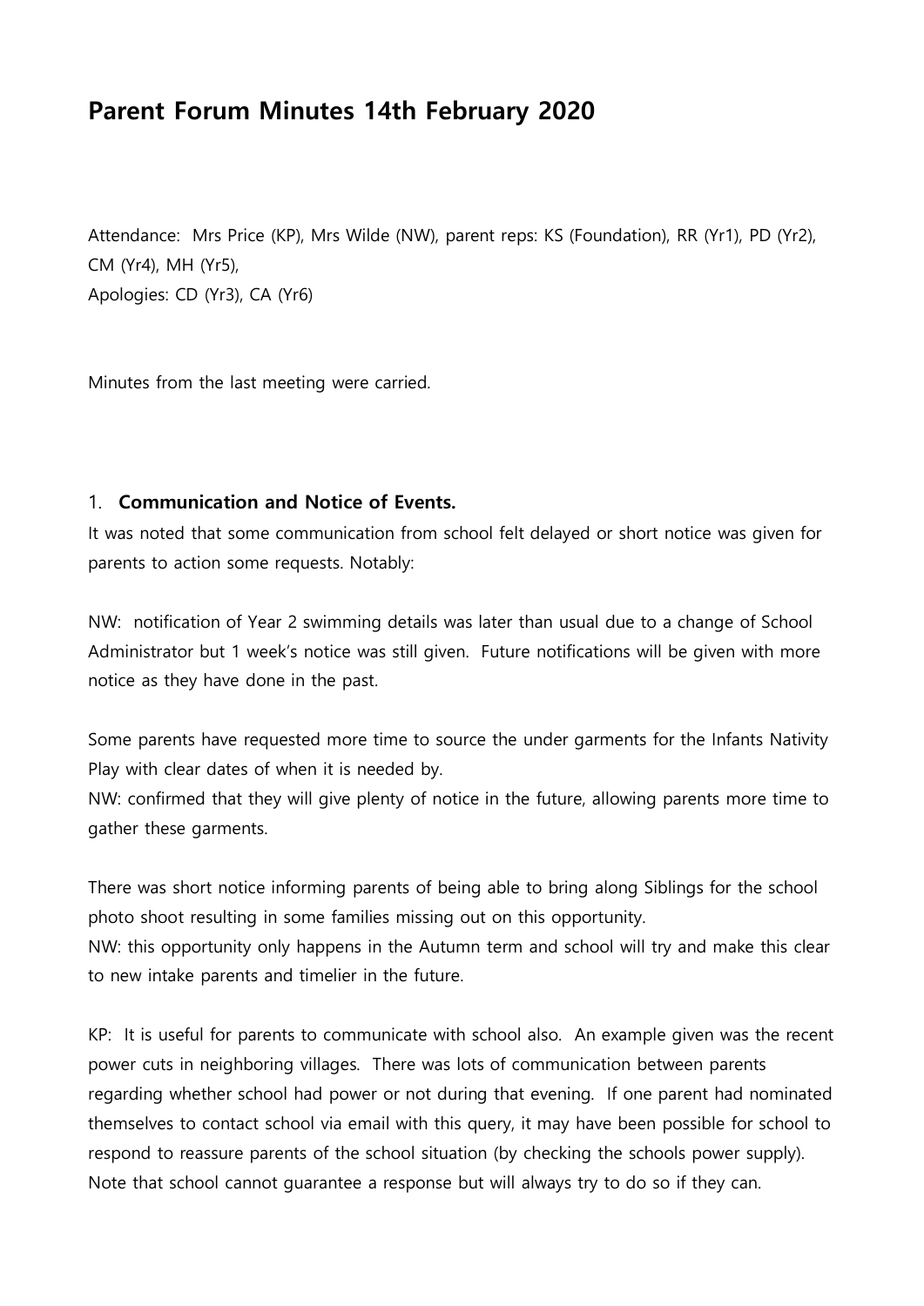# Parent Forum Minutes 14th February 2020

Attendance: Mrs Price (KP), Mrs Wilde (NW), parent reps: KS (Foundation), RR (Yr1), PD (Yr2), CM (Yr4), MH (Yr5),
Apologies: CD (Yr3), CA (Yr6)

Minutes from the last meeting were carried.

1. **Communication and Notice of Events.**

It was noted that some communication from school felt delayed or short notice was given for parents to action some requests. Notably:

NW: notification of Year 2 swimming details was later than usual due to a change of School Administrator but 1 week's notice was still given. Future notifications will be given with more notice as they have done in the past.

Some parents have requested more time to source the under garments for the Infants Nativity Play with clear dates of when it is needed by.
NW: confirmed that they will give plenty of notice in the future, allowing parents more time to gather these garments.

There was short notice informing parents of being able to bring along Siblings for the school photo shoot resulting in some families missing out on this opportunity.
NW: this opportunity only happens in the Autumn term and school will try and make this clear to new intake parents and timelier in the future.

KP: It is useful for parents to communicate with school also. An example given was the recent power cuts in neighboring villages. There was lots of communication between parents regarding whether school had power or not during that evening. If one parent had nominated themselves to contact school via email with this query, it may have been possible for school to respond to reassure parents of the school situation (by checking the schools power supply). Note that school cannot guarantee a response but will always try to do so if they can.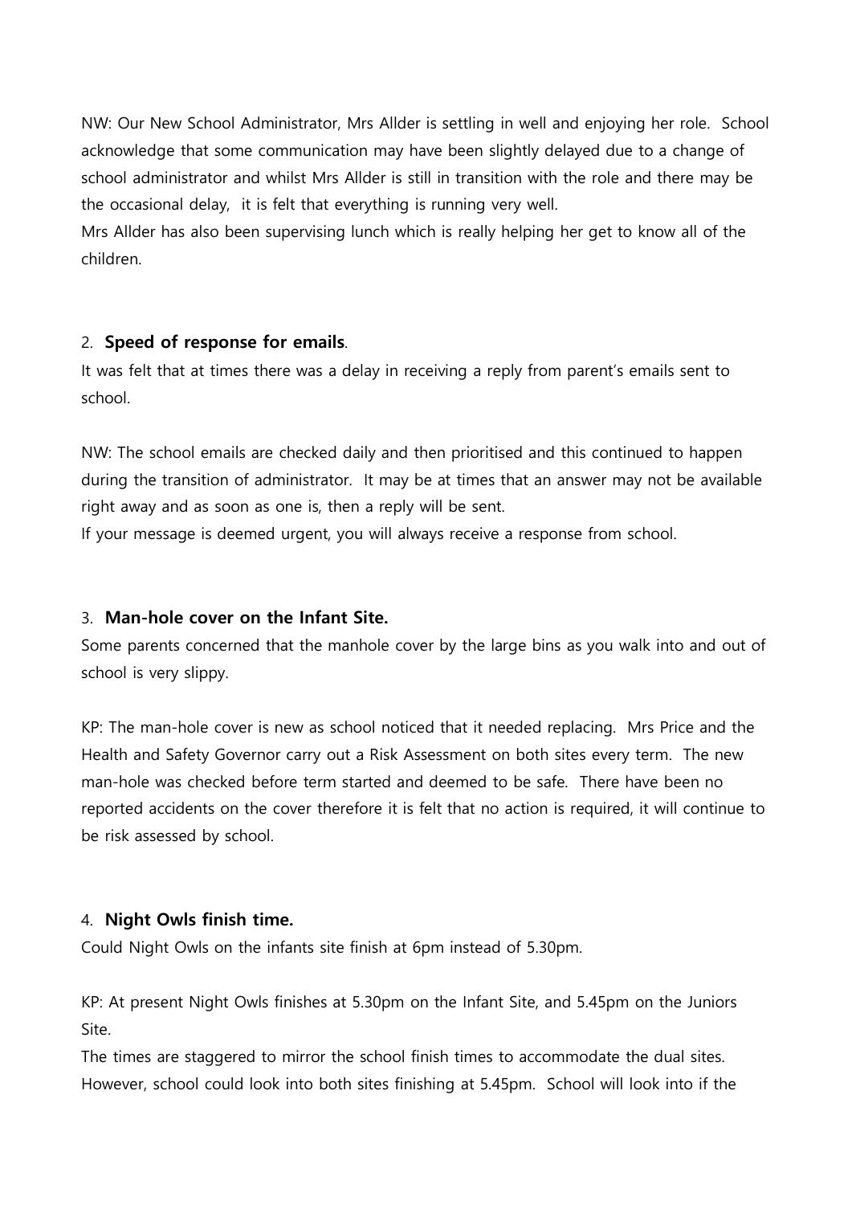NW: Our New School Administrator, Mrs Allder is settling in well and enjoying her role. School acknowledge that some communication may have been slightly delayed due to a change of school administrator and whilst Mrs Allder is still in transition with the role and there may be the occasional delay, it is felt that everything is running very well.
Mrs Allder has also been supervising lunch which is really helping her get to know all of the children.

2. **Speed of response for emails**.

It was felt that at times there was a delay in receiving a reply from parent's emails sent to school.

NW: The school emails are checked daily and then prioritised and this continued to happen during the transition of administrator. It may be at times that an answer may not be available right away and as soon as one is, then a reply will be sent.
If your message is deemed urgent, you will always receive a response from school.

3. **Man-hole cover on the Infant Site.**

Some parents concerned that the manhole cover by the large bins as you walk into and out of school is very slippy.

KP: The man-hole cover is new as school noticed that it needed replacing. Mrs Price and the Health and Safety Governor carry out a Risk Assessment on both sites every term. The new man-hole was checked before term started and deemed to be safe. There have been no reported accidents on the cover therefore it is felt that no action is required, it will continue to be risk assessed by school.

4. **Night Owls finish time.**

Could Night Owls on the infants site finish at 6pm instead of 5.30pm.

KP: At present Night Owls finishes at 5.30pm on the Infant Site, and 5.45pm on the Juniors Site.
The times are staggered to mirror the school finish times to accommodate the dual sites. However, school could look into both sites finishing at 5.45pm. School will look into if the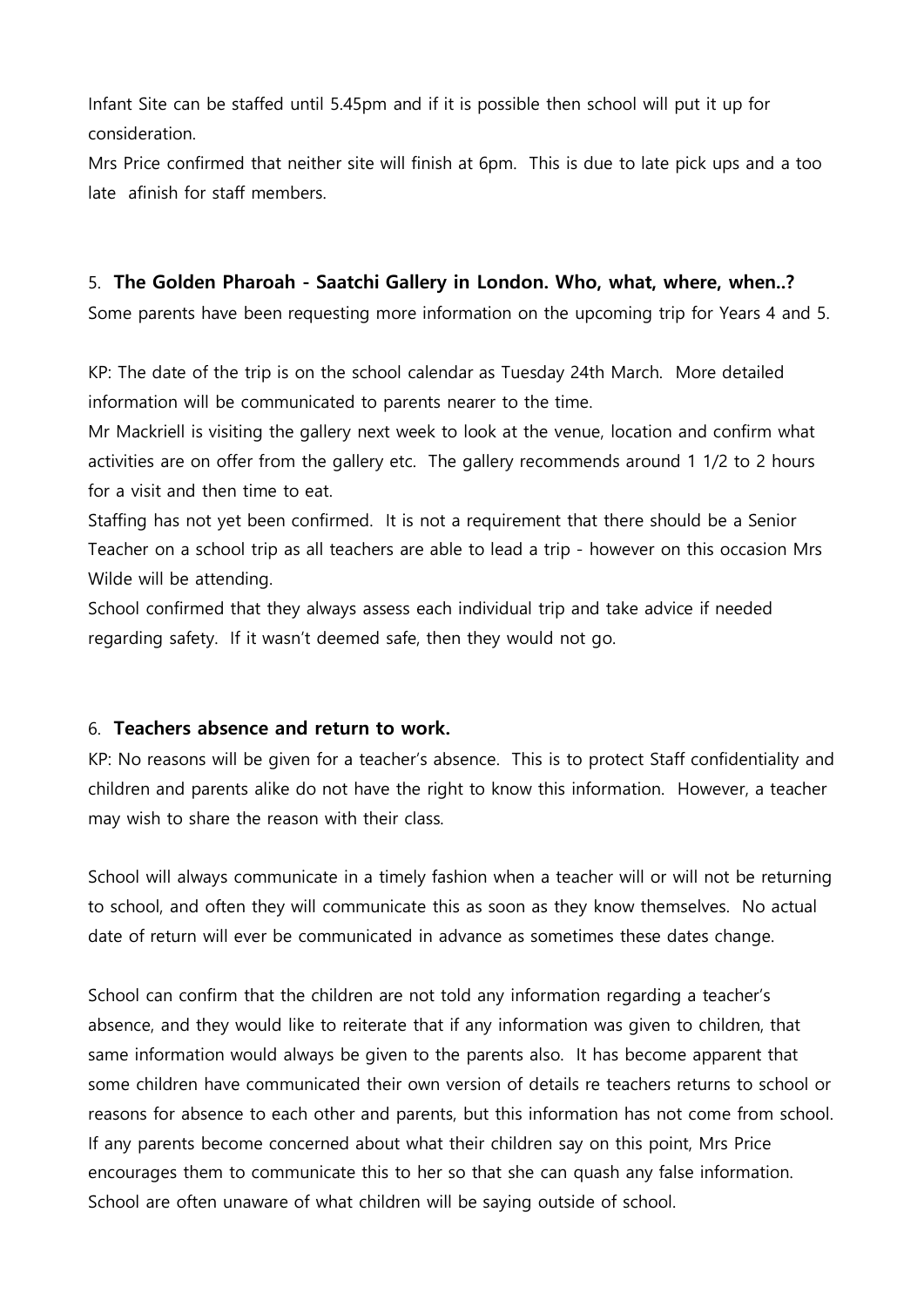Infant Site can be staffed until 5.45pm and if it is possible then school will put it up for consideration.

Mrs Price confirmed that neither site will finish at 6pm. This is due to late pick ups and a too late afinish for staff members.

5. **The Golden Pharoah - Saatchi Gallery in London. Who, what, where, when..?**

Some parents have been requesting more information on the upcoming trip for Years 4 and 5.

KP: The date of the trip is on the school calendar as Tuesday 24th March. More detailed information will be communicated to parents nearer to the time.

Mr Mackriell is visiting the gallery next week to look at the venue, location and confirm what activities are on offer from the gallery etc. The gallery recommends around 1 1/2 to 2 hours for a visit and then time to eat.

Staffing has not yet been confirmed. It is not a requirement that there should be a Senior Teacher on a school trip as all teachers are able to lead a trip - however on this occasion Mrs Wilde will be attending.

School confirmed that they always assess each individual trip and take advice if needed regarding safety. If it wasn't deemed safe, then they would not go.

6. **Teachers absence and return to work.**

KP: No reasons will be given for a teacher's absence. This is to protect Staff confidentiality and children and parents alike do not have the right to know this information. However, a teacher may wish to share the reason with their class.

School will always communicate in a timely fashion when a teacher will or will not be returning to school, and often they will communicate this as soon as they know themselves. No actual date of return will ever be communicated in advance as sometimes these dates change.

School can confirm that the children are not told any information regarding a teacher's absence, and they would like to reiterate that if any information was given to children, that same information would always be given to the parents also. It has become apparent that some children have communicated their own version of details re teachers returns to school or reasons for absence to each other and parents, but this information has not come from school. If any parents become concerned about what their children say on this point, Mrs Price encourages them to communicate this to her so that she can quash any false information. School are often unaware of what children will be saying outside of school.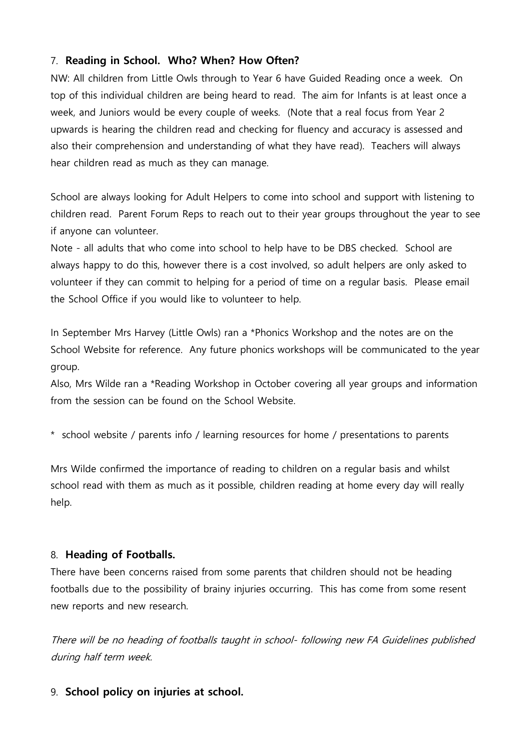7. **Reading in School. Who? When? How Often?**

NW: All children from Little Owls through to Year 6 have Guided Reading once a week. On top of this individual children are being heard to read. The aim for Infants is at least once a week, and Juniors would be every couple of weeks. (Note that a real focus from Year 2 upwards is hearing the children read and checking for fluency and accuracy is assessed and also their comprehension and understanding of what they have read). Teachers will always hear children read as much as they can manage.

School are always looking for Adult Helpers to come into school and support with listening to children read. Parent Forum Reps to reach out to their year groups throughout the year to see if anyone can volunteer.

Note - all adults that who come into school to help have to be DBS checked. School are always happy to do this, however there is a cost involved, so adult helpers are only asked to volunteer if they can commit to helping for a period of time on a regular basis. Please email the School Office if you would like to volunteer to help.

In September Mrs Harvey (Little Owls) ran a *Phonics Workshop and the notes are on the School Website for reference. Any future phonics workshops will be communicated to the year group.

Also, Mrs Wilde ran a *Reading Workshop in October covering all year groups and information from the session can be found on the School Website.

* school website / parents info / learning resources for home / presentations to parents

Mrs Wilde confirmed the importance of reading to children on a regular basis and whilst school read with them as much as it possible, children reading at home every day will really help.

8. **Heading of Footballs.**

There have been concerns raised from some parents that children should not be heading footballs due to the possibility of brainy injuries occurring. This has come from some resent new reports and new research.

*There will be no heading of footballs taught in school- following new FA Guidelines published during half term week.*

9. **School policy on injuries at school.**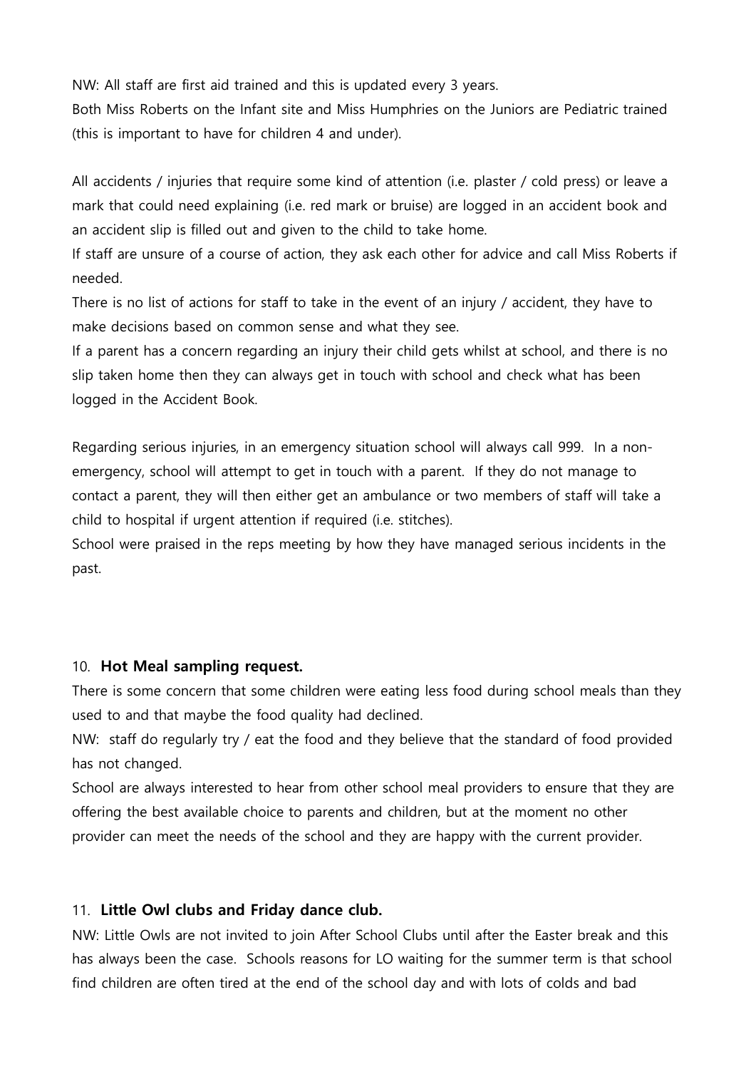NW: All staff are first aid trained and this is updated every 3 years.
Both Miss Roberts on the Infant site and Miss Humphries on the Juniors are Pediatric trained (this is important to have for children 4 and under).

All accidents / injuries that require some kind of attention (i.e. plaster / cold press) or leave a mark that could need explaining (i.e. red mark or bruise) are logged in an accident book and an accident slip is filled out and given to the child to take home.
If staff are unsure of a course of action, they ask each other for advice and call Miss Roberts if needed.
There is no list of actions for staff to take in the event of an injury / accident, they have to make decisions based on common sense and what they see.
If a parent has a concern regarding an injury their child gets whilst at school, and there is no slip taken home then they can always get in touch with school and check what has been logged in the Accident Book.

Regarding serious injuries, in an emergency situation school will always call 999. In a non-emergency, school will attempt to get in touch with a parent. If they do not manage to contact a parent, they will then either get an ambulance or two members of staff will take a child to hospital if urgent attention if required (i.e. stitches).
School were praised in the reps meeting by how they have managed serious incidents in the past.

10. **Hot Meal sampling request.**

There is some concern that some children were eating less food during school meals than they used to and that maybe the food quality had declined.
NW: staff do regularly try / eat the food and they believe that the standard of food provided has not changed.
School are always interested to hear from other school meal providers to ensure that they are offering the best available choice to parents and children, but at the moment no other provider can meet the needs of the school and they are happy with the current provider.

11. **Little Owl clubs and Friday dance club.**

NW: Little Owls are not invited to join After School Clubs until after the Easter break and this has always been the case. Schools reasons for LO waiting for the summer term is that school find children are often tired at the end of the school day and with lots of colds and bad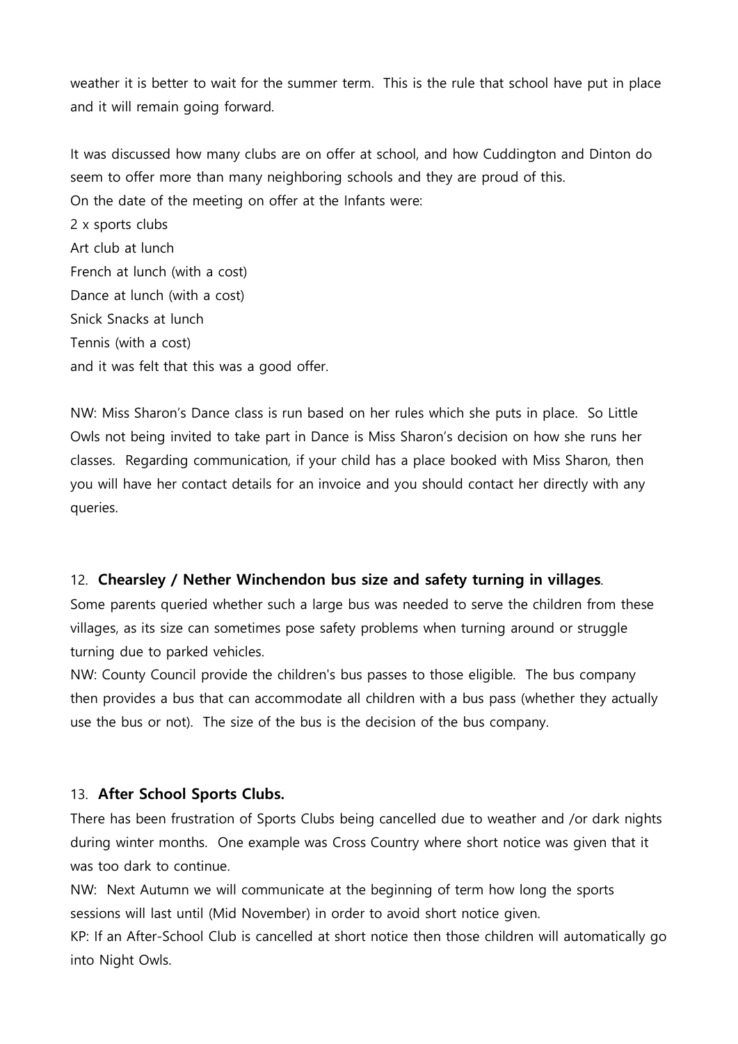weather it is better to wait for the summer term. This is the rule that school have put in place and it will remain going forward.

It was discussed how many clubs are on offer at school, and how Cuddington and Dinton do seem to offer more than many neighboring schools and they are proud of this.
On the date of the meeting on offer at the Infants were:
2 x sports clubs
Art club at lunch
French at lunch (with a cost)
Dance at lunch (with a cost)
Snick Snacks at lunch
Tennis (with a cost)
and it was felt that this was a good offer.

NW: Miss Sharon's Dance class is run based on her rules which she puts in place. So Little Owls not being invited to take part in Dance is Miss Sharon's decision on how she runs her classes. Regarding communication, if your child has a place booked with Miss Sharon, then you will have her contact details for an invoice and you should contact her directly with any queries.

12. **Chearsley / Nether Winchendon bus size and safety turning in villages**.
Some parents queried whether such a large bus was needed to serve the children from these villages, as its size can sometimes pose safety problems when turning around or struggle turning due to parked vehicles.
NW: County Council provide the children's bus passes to those eligible. The bus company then provides a bus that can accommodate all children with a bus pass (whether they actually use the bus or not). The size of the bus is the decision of the bus company.

13. **After School Sports Clubs.**
There has been frustration of Sports Clubs being cancelled due to weather and /or dark nights during winter months. One example was Cross Country where short notice was given that it was too dark to continue.
NW: Next Autumn we will communicate at the beginning of term how long the sports sessions will last until (Mid November) in order to avoid short notice given.
KP: If an After-School Club is cancelled at short notice then those children will automatically go into Night Owls.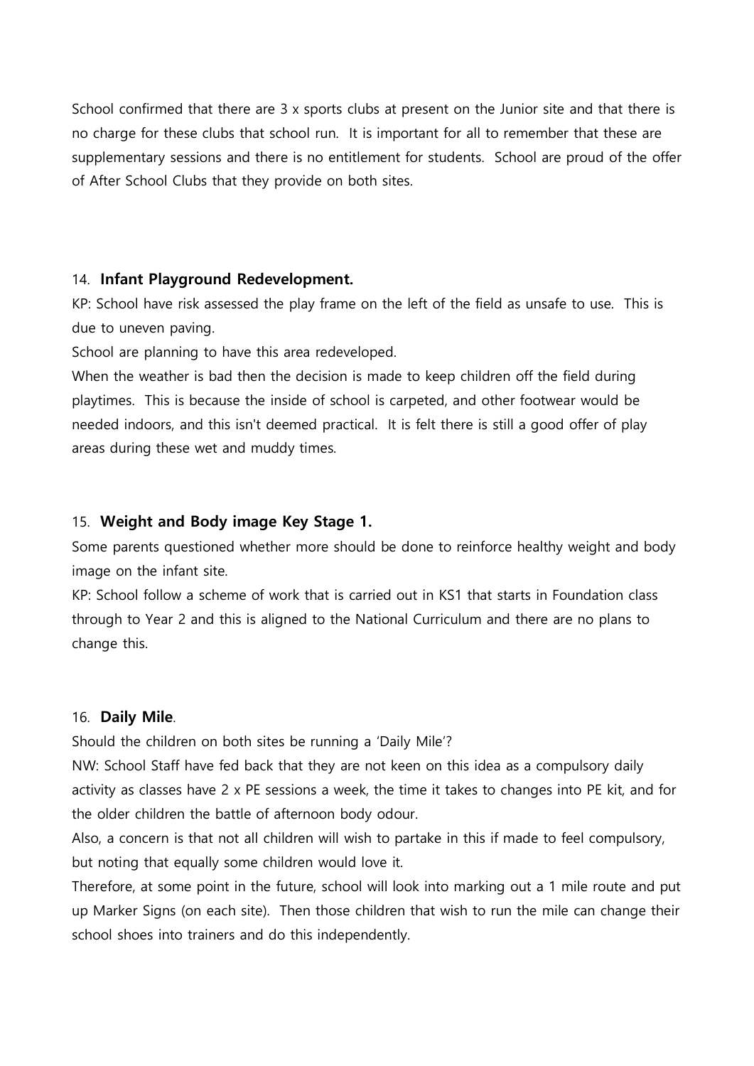School confirmed that there are 3 x sports clubs at present on the Junior site and that there is no charge for these clubs that school run. It is important for all to remember that these are supplementary sessions and there is no entitlement for students. School are proud of the offer of After School Clubs that they provide on both sites.

14. **Infant Playground Redevelopment.**

KP: School have risk assessed the play frame on the left of the field as unsafe to use. This is due to uneven paving.

School are planning to have this area redeveloped.

When the weather is bad then the decision is made to keep children off the field during playtimes. This is because the inside of school is carpeted, and other footwear would be needed indoors, and this isn't deemed practical. It is felt there is still a good offer of play areas during these wet and muddy times.

15. **Weight and Body image Key Stage 1.**

Some parents questioned whether more should be done to reinforce healthy weight and body image on the infant site.

KP: School follow a scheme of work that is carried out in KS1 that starts in Foundation class through to Year 2 and this is aligned to the National Curriculum and there are no plans to change this.

16. **Daily Mile**.

Should the children on both sites be running a 'Daily Mile'?

NW: School Staff have fed back that they are not keen on this idea as a compulsory daily activity as classes have 2 x PE sessions a week, the time it takes to changes into PE kit, and for the older children the battle of afternoon body odour.

Also, a concern is that not all children will wish to partake in this if made to feel compulsory, but noting that equally some children would love it.

Therefore, at some point in the future, school will look into marking out a 1 mile route and put up Marker Signs (on each site). Then those children that wish to run the mile can change their school shoes into trainers and do this independently.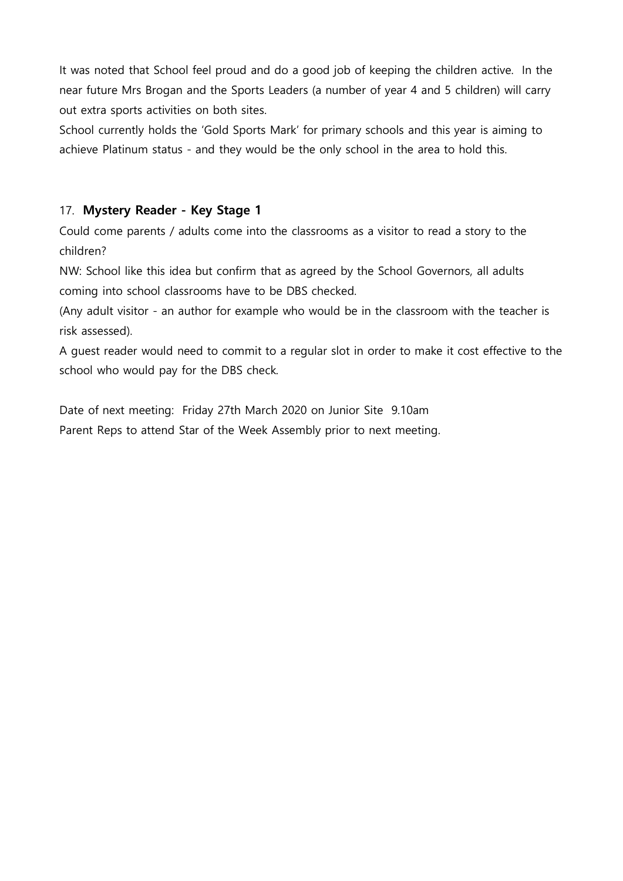It was noted that School feel proud and do a good job of keeping the children active. In the near future Mrs Brogan and the Sports Leaders (a number of year 4 and 5 children) will carry out extra sports activities on both sites.

School currently holds the 'Gold Sports Mark' for primary schools and this year is aiming to achieve Platinum status - and they would be the only school in the area to hold this.

### 17. **Mystery Reader - Key Stage 1**

Could come parents / adults come into the classrooms as a visitor to read a story to the children?

NW: School like this idea but confirm that as agreed by the School Governors, all adults coming into school classrooms have to be DBS checked.

(Any adult visitor - an author for example who would be in the classroom with the teacher is risk assessed).

A guest reader would need to commit to a regular slot in order to make it cost effective to the school who would pay for the DBS check.

Date of next meeting: Friday 27th March 2020 on Junior Site 9.10am

Parent Reps to attend Star of the Week Assembly prior to next meeting.